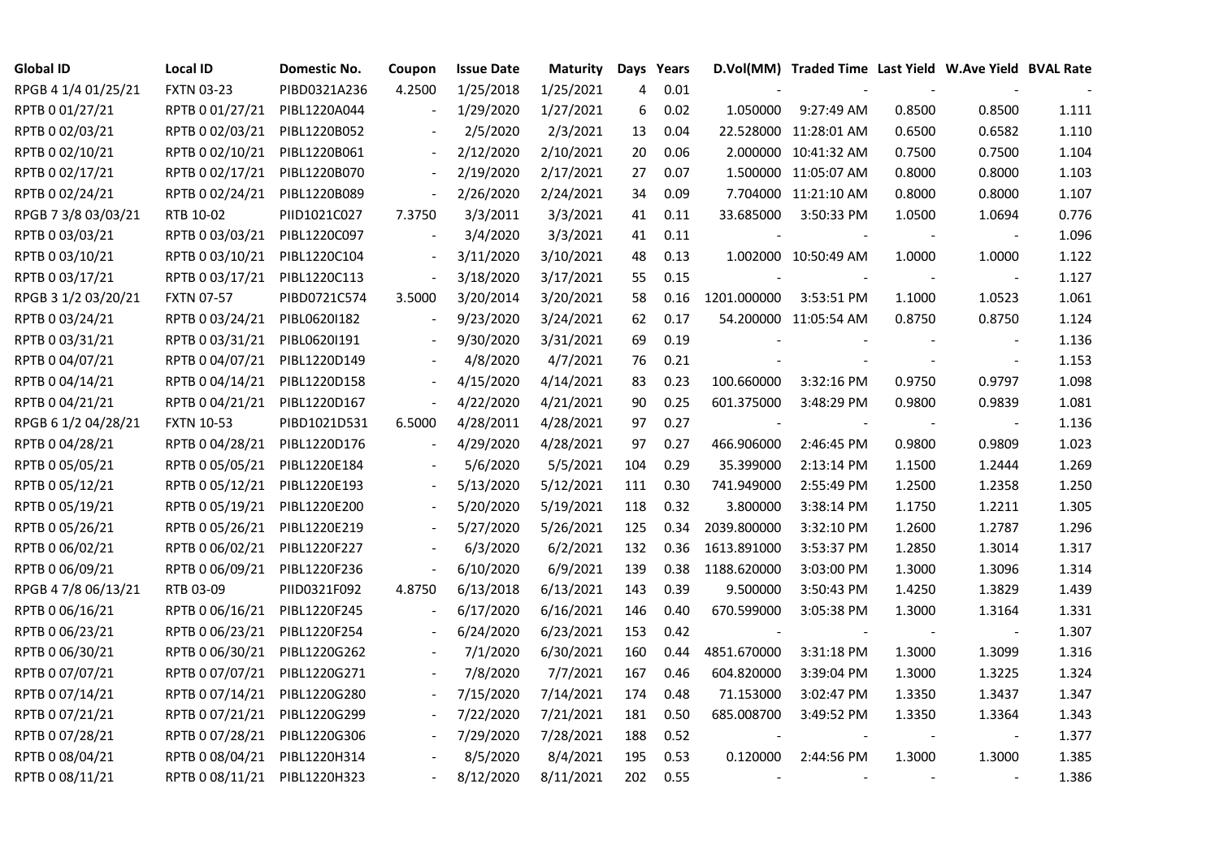| Global ID | Local ID | Domestic No. | Coupon | Issue Date | Maturity | Days | Years | D.Vol(MM) | Traded Time | Last Yield | W.Ave Yield | BVAL Rate |
|---|---|---|---|---|---|---|---|---|---|---|---|---|
| RPGB 4 1/4 01/25/21 | FXTN 03-23 | PIBD0321A236 | 4.2500 | 1/25/2018 | 1/25/2021 | 4 | 0.01 | - | - | - | - | - |
| RPTB 0 01/27/21 | RPTB 0 01/27/21 | PIBL1220A044 | - | 1/29/2020 | 1/27/2021 | 6 | 0.02 | 1.050000 | 9:27:49 AM | 0.8500 | 0.8500 | 1.111 |
| RPTB 0 02/03/21 | RPTB 0 02/03/21 | PIBL1220B052 | - | 2/5/2020 | 2/3/2021 | 13 | 0.04 | 22.528000 | 11:28:01 AM | 0.6500 | 0.6582 | 1.110 |
| RPTB 0 02/10/21 | RPTB 0 02/10/21 | PIBL1220B061 | - | 2/12/2020 | 2/10/2021 | 20 | 0.06 | 2.000000 | 10:41:32 AM | 0.7500 | 0.7500 | 1.104 |
| RPTB 0 02/17/21 | RPTB 0 02/17/21 | PIBL1220B070 | - | 2/19/2020 | 2/17/2021 | 27 | 0.07 | 1.500000 | 11:05:07 AM | 0.8000 | 0.8000 | 1.103 |
| RPTB 0 02/24/21 | RPTB 0 02/24/21 | PIBL1220B089 | - | 2/26/2020 | 2/24/2021 | 34 | 0.09 | 7.704000 | 11:21:10 AM | 0.8000 | 0.8000 | 1.107 |
| RPGB 7 3/8 03/03/21 | RTB 10-02 | PIID1021C027 | 7.3750 | 3/3/2011 | 3/3/2021 | 41 | 0.11 | 33.685000 | 3:50:33 PM | 1.0500 | 1.0694 | 0.776 |
| RPTB 0 03/03/21 | RPTB 0 03/03/21 | PIBL1220C097 | - | 3/4/2020 | 3/3/2021 | 41 | 0.11 | - | - | - | - | 1.096 |
| RPTB 0 03/10/21 | RPTB 0 03/10/21 | PIBL1220C104 | - | 3/11/2020 | 3/10/2021 | 48 | 0.13 | 1.002000 | 10:50:49 AM | 1.0000 | 1.0000 | 1.122 |
| RPTB 0 03/17/21 | RPTB 0 03/17/21 | PIBL1220C113 | - | 3/18/2020 | 3/17/2021 | 55 | 0.15 | - | - | - | - | 1.127 |
| RPGB 3 1/2 03/20/21 | FXTN 07-57 | PIBD0721C574 | 3.5000 | 3/20/2014 | 3/20/2021 | 58 | 0.16 | 1201.000000 | 3:53:51 PM | 1.1000 | 1.0523 | 1.061 |
| RPTB 0 03/24/21 | RPTB 0 03/24/21 | PIBL0620I182 | - | 9/23/2020 | 3/24/2021 | 62 | 0.17 | 54.200000 | 11:05:54 AM | 0.8750 | 0.8750 | 1.124 |
| RPTB 0 03/31/21 | RPTB 0 03/31/21 | PIBL0620I191 | - | 9/30/2020 | 3/31/2021 | 69 | 0.19 | - | - | - | - | 1.136 |
| RPTB 0 04/07/21 | RPTB 0 04/07/21 | PIBL1220D149 | - | 4/8/2020 | 4/7/2021 | 76 | 0.21 | - | - | - | - | 1.153 |
| RPTB 0 04/14/21 | RPTB 0 04/14/21 | PIBL1220D158 | - | 4/15/2020 | 4/14/2021 | 83 | 0.23 | 100.660000 | 3:32:16 PM | 0.9750 | 0.9797 | 1.098 |
| RPTB 0 04/21/21 | RPTB 0 04/21/21 | PIBL1220D167 | - | 4/22/2020 | 4/21/2021 | 90 | 0.25 | 601.375000 | 3:48:29 PM | 0.9800 | 0.9839 | 1.081 |
| RPGB 6 1/2 04/28/21 | FXTN 10-53 | PIBD1021D531 | 6.5000 | 4/28/2011 | 4/28/2021 | 97 | 0.27 | - | - | - | - | 1.136 |
| RPTB 0 04/28/21 | RPTB 0 04/28/21 | PIBL1220D176 | - | 4/29/2020 | 4/28/2021 | 97 | 0.27 | 466.906000 | 2:46:45 PM | 0.9800 | 0.9809 | 1.023 |
| RPTB 0 05/05/21 | RPTB 0 05/05/21 | PIBL1220E184 | - | 5/6/2020 | 5/5/2021 | 104 | 0.29 | 35.399000 | 2:13:14 PM | 1.1500 | 1.2444 | 1.269 |
| RPTB 0 05/12/21 | RPTB 0 05/12/21 | PIBL1220E193 | - | 5/13/2020 | 5/12/2021 | 111 | 0.30 | 741.949000 | 2:55:49 PM | 1.2500 | 1.2358 | 1.250 |
| RPTB 0 05/19/21 | RPTB 0 05/19/21 | PIBL1220E200 | - | 5/20/2020 | 5/19/2021 | 118 | 0.32 | 3.800000 | 3:38:14 PM | 1.1750 | 1.2211 | 1.305 |
| RPTB 0 05/26/21 | RPTB 0 05/26/21 | PIBL1220E219 | - | 5/27/2020 | 5/26/2021 | 125 | 0.34 | 2039.800000 | 3:32:10 PM | 1.2600 | 1.2787 | 1.296 |
| RPTB 0 06/02/21 | RPTB 0 06/02/21 | PIBL1220F227 | - | 6/3/2020 | 6/2/2021 | 132 | 0.36 | 1613.891000 | 3:53:37 PM | 1.2850 | 1.3014 | 1.317 |
| RPTB 0 06/09/21 | RPTB 0 06/09/21 | PIBL1220F236 | - | 6/10/2020 | 6/9/2021 | 139 | 0.38 | 1188.620000 | 3:03:00 PM | 1.3000 | 1.3096 | 1.314 |
| RPGB 4 7/8 06/13/21 | RTB 03-09 | PIID0321F092 | 4.8750 | 6/13/2018 | 6/13/2021 | 143 | 0.39 | 9.500000 | 3:50:43 PM | 1.4250 | 1.3829 | 1.439 |
| RPTB 0 06/16/21 | RPTB 0 06/16/21 | PIBL1220F245 | - | 6/17/2020 | 6/16/2021 | 146 | 0.40 | 670.599000 | 3:05:38 PM | 1.3000 | 1.3164 | 1.331 |
| RPTB 0 06/23/21 | RPTB 0 06/23/21 | PIBL1220F254 | - | 6/24/2020 | 6/23/2021 | 153 | 0.42 | - | - | - | - | 1.307 |
| RPTB 0 06/30/21 | RPTB 0 06/30/21 | PIBL1220G262 | - | 7/1/2020 | 6/30/2021 | 160 | 0.44 | 4851.670000 | 3:31:18 PM | 1.3000 | 1.3099 | 1.316 |
| RPTB 0 07/07/21 | RPTB 0 07/07/21 | PIBL1220G271 | - | 7/8/2020 | 7/7/2021 | 167 | 0.46 | 604.820000 | 3:39:04 PM | 1.3000 | 1.3225 | 1.324 |
| RPTB 0 07/14/21 | RPTB 0 07/14/21 | PIBL1220G280 | - | 7/15/2020 | 7/14/2021 | 174 | 0.48 | 71.153000 | 3:02:47 PM | 1.3350 | 1.3437 | 1.347 |
| RPTB 0 07/21/21 | RPTB 0 07/21/21 | PIBL1220G299 | - | 7/22/2020 | 7/21/2021 | 181 | 0.50 | 685.008700 | 3:49:52 PM | 1.3350 | 1.3364 | 1.343 |
| RPTB 0 07/28/21 | RPTB 0 07/28/21 | PIBL1220G306 | - | 7/29/2020 | 7/28/2021 | 188 | 0.52 | - | - | - | - | 1.377 |
| RPTB 0 08/04/21 | RPTB 0 08/04/21 | PIBL1220H314 | - | 8/5/2020 | 8/4/2021 | 195 | 0.53 | 0.120000 | 2:44:56 PM | 1.3000 | 1.3000 | 1.385 |
| RPTB 0 08/11/21 | RPTB 0 08/11/21 | PIBL1220H323 | - | 8/12/2020 | 8/11/2021 | 202 | 0.55 | - | - | - | - | 1.386 |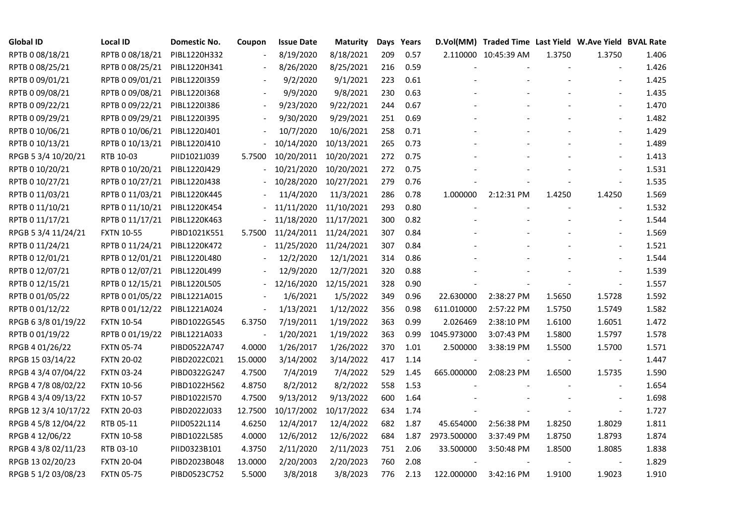| Global ID | Local ID | Domestic No. | Coupon | Issue Date | Maturity | Days | Years | D.Vol(MM) | Traded Time | Last Yield | W.Ave Yield | BVAL Rate |
|---|---|---|---|---|---|---|---|---|---|---|---|---|
| RPTB 0 08/18/21 | RPTB 0 08/18/21 | PIBL1220H332 | - | 8/19/2020 | 8/18/2021 | 209 | 0.57 | 2.110000 | 10:45:39 AM | 1.3750 | 1.3750 | 1.406 |
| RPTB 0 08/25/21 | RPTB 0 08/25/21 | PIBL1220H341 | - | 8/26/2020 | 8/25/2021 | 216 | 0.59 | - | - | - | - | 1.426 |
| RPTB 0 09/01/21 | RPTB 0 09/01/21 | PIBL1220I359 | - | 9/2/2020 | 9/1/2021 | 223 | 0.61 | - | - | - | - | 1.425 |
| RPTB 0 09/08/21 | RPTB 0 09/08/21 | PIBL1220I368 | - | 9/9/2020 | 9/8/2021 | 230 | 0.63 | - | - | - | - | 1.435 |
| RPTB 0 09/22/21 | RPTB 0 09/22/21 | PIBL1220I386 | - | 9/23/2020 | 9/22/2021 | 244 | 0.67 | - | - | - | - | 1.470 |
| RPTB 0 09/29/21 | RPTB 0 09/29/21 | PIBL1220I395 | - | 9/30/2020 | 9/29/2021 | 251 | 0.69 | - | - | - | - | 1.482 |
| RPTB 0 10/06/21 | RPTB 0 10/06/21 | PIBL1220J401 | - | 10/7/2020 | 10/6/2021 | 258 | 0.71 | - | - | - | - | 1.429 |
| RPTB 0 10/13/21 | RPTB 0 10/13/21 | PIBL1220J410 | - | 10/14/2020 | 10/13/2021 | 265 | 0.73 | - | - | - | - | 1.489 |
| RPGB 5 3/4 10/20/21 | RTB 10-03 | PIID1021J039 | 5.7500 | 10/20/2011 | 10/20/2021 | 272 | 0.75 | - | - | - | - | 1.413 |
| RPTB 0 10/20/21 | RPTB 0 10/20/21 | PIBL1220J429 | - | 10/21/2020 | 10/20/2021 | 272 | 0.75 | - | - | - | - | 1.531 |
| RPTB 0 10/27/21 | RPTB 0 10/27/21 | PIBL1220J438 | - | 10/28/2020 | 10/27/2021 | 279 | 0.76 | - | - | - | - | 1.535 |
| RPTB 0 11/03/21 | RPTB 0 11/03/21 | PIBL1220K445 | - | 11/4/2020 | 11/3/2021 | 286 | 0.78 | 1.000000 | 2:12:31 PM | 1.4250 | 1.4250 | 1.569 |
| RPTB 0 11/10/21 | RPTB 0 11/10/21 | PIBL1220K454 | - | 11/11/2020 | 11/10/2021 | 293 | 0.80 | - | - | - | - | 1.532 |
| RPTB 0 11/17/21 | RPTB 0 11/17/21 | PIBL1220K463 | - | 11/18/2020 | 11/17/2021 | 300 | 0.82 | - | - | - | - | 1.544 |
| RPGB 5 3/4 11/24/21 | FXTN 10-55 | PIBD1021K551 | 5.7500 | 11/24/2011 | 11/24/2021 | 307 | 0.84 | - | - | - | - | 1.569 |
| RPTB 0 11/24/21 | RPTB 0 11/24/21 | PIBL1220K472 | - | 11/25/2020 | 11/24/2021 | 307 | 0.84 | - | - | - | - | 1.521 |
| RPTB 0 12/01/21 | RPTB 0 12/01/21 | PIBL1220L480 | - | 12/2/2020 | 12/1/2021 | 314 | 0.86 | - | - | - | - | 1.544 |
| RPTB 0 12/07/21 | RPTB 0 12/07/21 | PIBL1220L499 | - | 12/9/2020 | 12/7/2021 | 320 | 0.88 | - | - | - | - | 1.539 |
| RPTB 0 12/15/21 | RPTB 0 12/15/21 | PIBL1220L505 | - | 12/16/2020 | 12/15/2021 | 328 | 0.90 | - | - | - | - | 1.557 |
| RPTB 0 01/05/22 | RPTB 0 01/05/22 | PIBL1221A015 | - | 1/6/2021 | 1/5/2022 | 349 | 0.96 | 22.630000 | 2:38:27 PM | 1.5650 | 1.5728 | 1.592 |
| RPTB 0 01/12/22 | RPTB 0 01/12/22 | PIBL1221A024 | - | 1/13/2021 | 1/12/2022 | 356 | 0.98 | 611.010000 | 2:57:22 PM | 1.5750 | 1.5749 | 1.582 |
| RPGB 6 3/8 01/19/22 | FXTN 10-54 | PIBD1022G545 | 6.3750 | 7/19/2011 | 1/19/2022 | 363 | 0.99 | 2.026469 | 2:38:10 PM | 1.6100 | 1.6051 | 1.472 |
| RPTB 0 01/19/22 | RPTB 0 01/19/22 | PIBL1221A033 | - | 1/20/2021 | 1/19/2022 | 363 | 0.99 | 1045.973000 | 3:07:43 PM | 1.5800 | 1.5797 | 1.578 |
| RPGB 4 01/26/22 | FXTN 05-74 | PIBD0522A747 | 4.0000 | 1/26/2017 | 1/26/2022 | 370 | 1.01 | 2.500000 | 3:38:19 PM | 1.5500 | 1.5700 | 1.571 |
| RPGB 15 03/14/22 | FXTN 20-02 | PIBD2022C021 | 15.0000 | 3/14/2002 | 3/14/2022 | 417 | 1.14 | - | - | - | - | 1.447 |
| RPGB 4 3/4 07/04/22 | FXTN 03-24 | PIBD0322G247 | 4.7500 | 7/4/2019 | 7/4/2022 | 529 | 1.45 | 665.000000 | 2:08:23 PM | 1.6500 | 1.5735 | 1.590 |
| RPGB 4 7/8 08/02/22 | FXTN 10-56 | PIBD1022H562 | 4.8750 | 8/2/2012 | 8/2/2022 | 558 | 1.53 | - | - | - | - | 1.654 |
| RPGB 4 3/4 09/13/22 | FXTN 10-57 | PIBD1022I570 | 4.7500 | 9/13/2012 | 9/13/2022 | 600 | 1.64 | - | - | - | - | 1.698 |
| RPGB 12 3/4 10/17/22 | FXTN 20-03 | PIBD2022J033 | 12.7500 | 10/17/2002 | 10/17/2022 | 634 | 1.74 | - | - | - | - | 1.727 |
| RPGB 4 5/8 12/04/22 | RTB 05-11 | PIID0522L114 | 4.6250 | 12/4/2017 | 12/4/2022 | 682 | 1.87 | 45.654000 | 2:56:38 PM | 1.8250 | 1.8029 | 1.811 |
| RPGB 4 12/06/22 | FXTN 10-58 | PIBD1022L585 | 4.0000 | 12/6/2012 | 12/6/2022 | 684 | 1.87 | 2973.500000 | 3:37:49 PM | 1.8750 | 1.8793 | 1.874 |
| RPGB 4 3/8 02/11/23 | RTB 03-10 | PIID0323B101 | 4.3750 | 2/11/2020 | 2/11/2023 | 751 | 2.06 | 33.500000 | 3:50:48 PM | 1.8500 | 1.8085 | 1.838 |
| RPGB 13 02/20/23 | FXTN 20-04 | PIBD2023B048 | 13.0000 | 2/20/2003 | 2/20/2023 | 760 | 2.08 | - | - | - | - | 1.829 |
| RPGB 5 1/2 03/08/23 | FXTN 05-75 | PIBD0523C752 | 5.5000 | 3/8/2018 | 3/8/2023 | 776 | 2.13 | 122.000000 | 3:42:16 PM | 1.9100 | 1.9023 | 1.910 |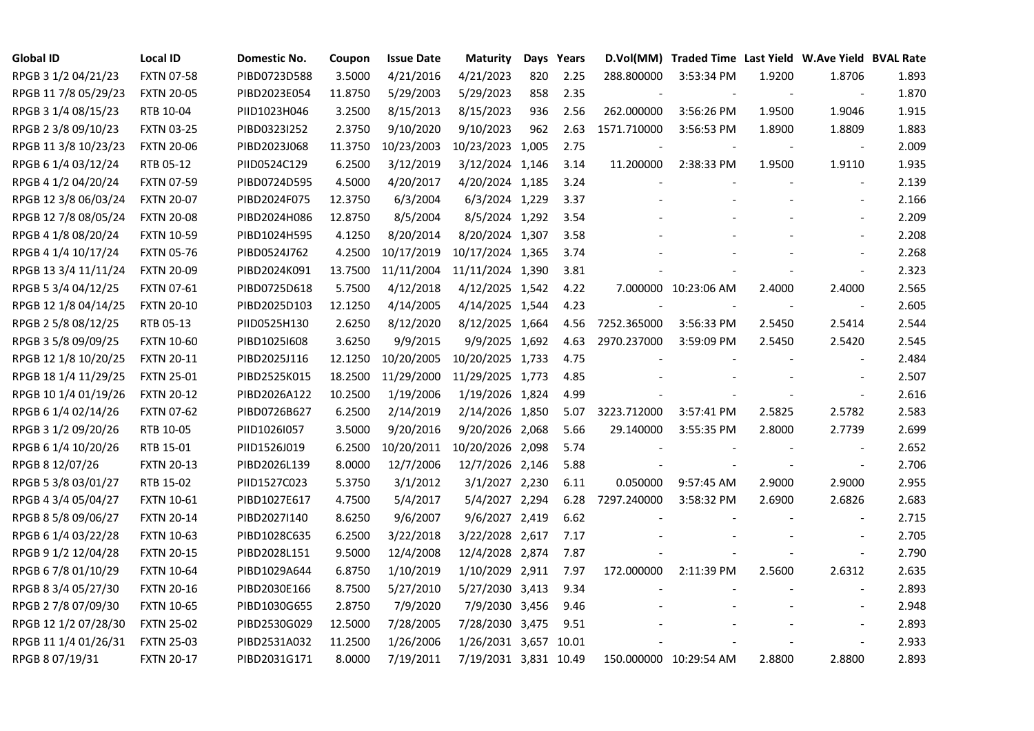| Global ID | Local ID | Domestic No. | Coupon | Issue Date | Maturity | Days | Years | D.Vol(MM) | Traded Time | Last Yield | W.Ave Yield | BVAL Rate |
|---|---|---|---|---|---|---|---|---|---|---|---|---|
| RPGB 3 1/2 04/21/23 | FXTN 07-58 | PIBD0723D588 | 3.5000 | 4/21/2016 | 4/21/2023 | 820 | 2.25 | 288.800000 | 3:53:34 PM | 1.9200 | 1.8706 | 1.893 |
| RPGB 11 7/8 05/29/23 | FXTN 20-05 | PIBD2023E054 | 11.8750 | 5/29/2003 | 5/29/2023 | 858 | 2.35 | - | - | - | - | 1.870 |
| RPGB 3 1/4 08/15/23 | RTB 10-04 | PIID1023H046 | 3.2500 | 8/15/2013 | 8/15/2023 | 936 | 2.56 | 262.000000 | 3:56:26 PM | 1.9500 | 1.9046 | 1.915 |
| RPGB 2 3/8 09/10/23 | FXTN 03-25 | PIBD0323I252 | 2.3750 | 9/10/2020 | 9/10/2023 | 962 | 2.63 | 1571.710000 | 3:56:53 PM | 1.8900 | 1.8809 | 1.883 |
| RPGB 11 3/8 10/23/23 | FXTN 20-06 | PIBD2023J068 | 11.3750 | 10/23/2003 | 10/23/2023 | 1,005 | 2.75 | - | - | - | - | 2.009 |
| RPGB 6 1/4 03/12/24 | RTB 05-12 | PIID0524C129 | 6.2500 | 3/12/2019 | 3/12/2024 | 1,146 | 3.14 | 11.200000 | 2:38:33 PM | 1.9500 | 1.9110 | 1.935 |
| RPGB 4 1/2 04/20/24 | FXTN 07-59 | PIBD0724D595 | 4.5000 | 4/20/2017 | 4/20/2024 | 1,185 | 3.24 | - | - | - | - | 2.139 |
| RPGB 12 3/8 06/03/24 | FXTN 20-07 | PIBD2024F075 | 12.3750 | 6/3/2004 | 6/3/2024 | 1,229 | 3.37 | - | - | - | - | 2.166 |
| RPGB 12 7/8 08/05/24 | FXTN 20-08 | PIBD2024H086 | 12.8750 | 8/5/2004 | 8/5/2024 | 1,292 | 3.54 | - | - | - | - | 2.209 |
| RPGB 4 1/8 08/20/24 | FXTN 10-59 | PIBD1024H595 | 4.1250 | 8/20/2014 | 8/20/2024 | 1,307 | 3.58 | - | - | - | - | 2.208 |
| RPGB 4 1/4 10/17/24 | FXTN 05-76 | PIBD0524J762 | 4.2500 | 10/17/2019 | 10/17/2024 | 1,365 | 3.74 | - | - | - | - | 2.268 |
| RPGB 13 3/4 11/11/24 | FXTN 20-09 | PIBD2024K091 | 13.7500 | 11/11/2004 | 11/11/2024 | 1,390 | 3.81 | - | - | - | - | 2.323 |
| RPGB 5 3/4 04/12/25 | FXTN 07-61 | PIBD0725D618 | 5.7500 | 4/12/2018 | 4/12/2025 | 1,542 | 4.22 | 7.000000 | 10:23:06 AM | 2.4000 | 2.4000 | 2.565 |
| RPGB 12 1/8 04/14/25 | FXTN 20-10 | PIBD2025D103 | 12.1250 | 4/14/2005 | 4/14/2025 | 1,544 | 4.23 | - | - | - | - | 2.605 |
| RPGB 2 5/8 08/12/25 | RTB 05-13 | PIID0525H130 | 2.6250 | 8/12/2020 | 8/12/2025 | 1,664 | 4.56 | 7252.365000 | 3:56:33 PM | 2.5450 | 2.5414 | 2.544 |
| RPGB 3 5/8 09/09/25 | FXTN 10-60 | PIBD1025I608 | 3.6250 | 9/9/2015 | 9/9/2025 | 1,692 | 4.63 | 2970.237000 | 3:59:09 PM | 2.5450 | 2.5420 | 2.545 |
| RPGB 12 1/8 10/20/25 | FXTN 20-11 | PIBD2025J116 | 12.1250 | 10/20/2005 | 10/20/2025 | 1,733 | 4.75 | - | - | - | - | 2.484 |
| RPGB 18 1/4 11/29/25 | FXTN 25-01 | PIBD2525K015 | 18.2500 | 11/29/2000 | 11/29/2025 | 1,773 | 4.85 | - | - | - | - | 2.507 |
| RPGB 10 1/4 01/19/26 | FXTN 20-12 | PIBD2026A122 | 10.2500 | 1/19/2006 | 1/19/2026 | 1,824 | 4.99 | - | - | - | - | 2.616 |
| RPGB 6 1/4 02/14/26 | FXTN 07-62 | PIBD0726B627 | 6.2500 | 2/14/2019 | 2/14/2026 | 1,850 | 5.07 | 3223.712000 | 3:57:41 PM | 2.5825 | 2.5782 | 2.583 |
| RPGB 3 1/2 09/20/26 | RTB 10-05 | PIID1026I057 | 3.5000 | 9/20/2016 | 9/20/2026 | 2,068 | 5.66 | 29.140000 | 3:55:35 PM | 2.8000 | 2.7739 | 2.699 |
| RPGB 6 1/4 10/20/26 | RTB 15-01 | PIID1526J019 | 6.2500 | 10/20/2011 | 10/20/2026 | 2,098 | 5.74 | - | - | - | - | 2.652 |
| RPGB 8 12/07/26 | FXTN 20-13 | PIBD2026L139 | 8.0000 | 12/7/2006 | 12/7/2026 | 2,146 | 5.88 | - | - | - | - | 2.706 |
| RPGB 5 3/8 03/01/27 | RTB 15-02 | PIID1527C023 | 5.3750 | 3/1/2012 | 3/1/2027 | 2,230 | 6.11 | 0.050000 | 9:57:45 AM | 2.9000 | 2.9000 | 2.955 |
| RPGB 4 3/4 05/04/27 | FXTN 10-61 | PIBD1027E617 | 4.7500 | 5/4/2017 | 5/4/2027 | 2,294 | 6.28 | 7297.240000 | 3:58:32 PM | 2.6900 | 2.6826 | 2.683 |
| RPGB 8 5/8 09/06/27 | FXTN 20-14 | PIBD2027I140 | 8.6250 | 9/6/2007 | 9/6/2027 | 2,419 | 6.62 | - | - | - | - | 2.715 |
| RPGB 6 1/4 03/22/28 | FXTN 10-63 | PIBD1028C635 | 6.2500 | 3/22/2018 | 3/22/2028 | 2,617 | 7.17 | - | - | - | - | 2.705 |
| RPGB 9 1/2 12/04/28 | FXTN 20-15 | PIBD2028L151 | 9.5000 | 12/4/2008 | 12/4/2028 | 2,874 | 7.87 | - | - | - | - | 2.790 |
| RPGB 6 7/8 01/10/29 | FXTN 10-64 | PIBD1029A644 | 6.8750 | 1/10/2019 | 1/10/2029 | 2,911 | 7.97 | 172.000000 | 2:11:39 PM | 2.5600 | 2.6312 | 2.635 |
| RPGB 8 3/4 05/27/30 | FXTN 20-16 | PIBD2030E166 | 8.7500 | 5/27/2010 | 5/27/2030 | 3,413 | 9.34 | - | - | - | - | 2.893 |
| RPGB 2 7/8 07/09/30 | FXTN 10-65 | PIBD1030G655 | 2.8750 | 7/9/2020 | 7/9/2030 | 3,456 | 9.46 | - | - | - | - | 2.948 |
| RPGB 12 1/2 07/28/30 | FXTN 25-02 | PIBD2530G029 | 12.5000 | 7/28/2005 | 7/28/2030 | 3,475 | 9.51 | - | - | - | - | 2.893 |
| RPGB 11 1/4 01/26/31 | FXTN 25-03 | PIBD2531A032 | 11.2500 | 1/26/2006 | 1/26/2031 | 3,657 | 10.01 | - | - | - | - | 2.933 |
| RPGB 8 07/19/31 | FXTN 20-17 | PIBD2031G171 | 8.0000 | 7/19/2011 | 7/19/2031 | 3,831 | 10.49 | 150.000000 | 10:29:54 AM | 2.8800 | 2.8800 | 2.893 |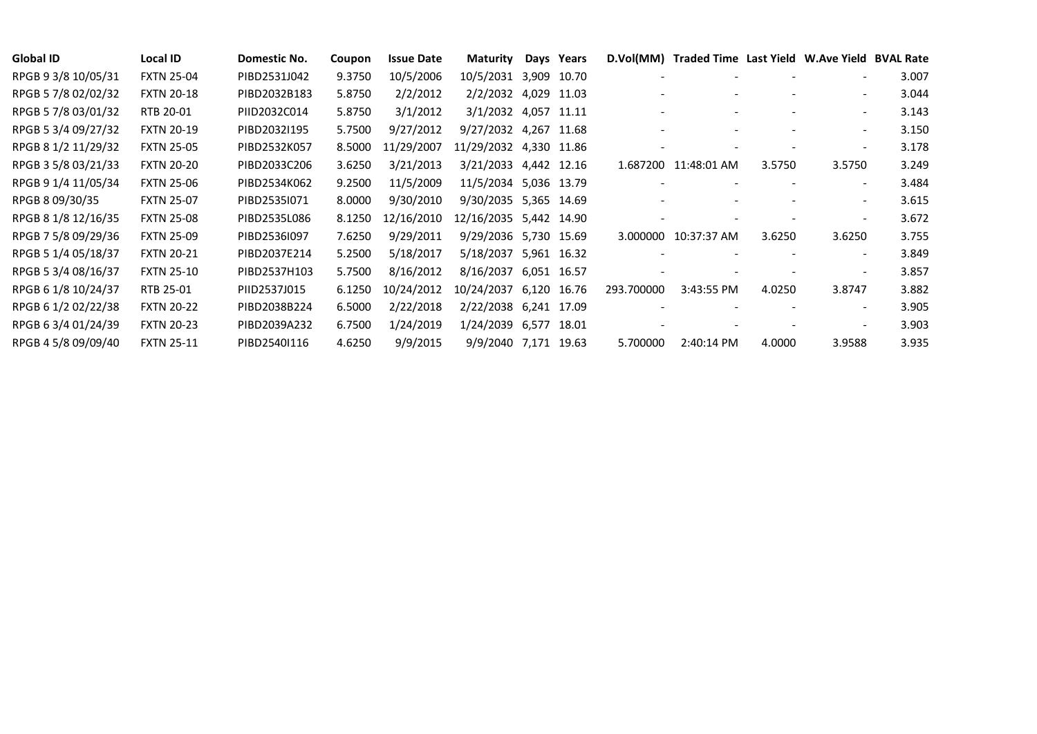| Global ID | Local ID | Domestic No. | Coupon | Issue Date | Maturity | Days | Years | D.Vol(MM) | Traded Time | Last Yield | W.Ave Yield | BVAL Rate |
|---|---|---|---|---|---|---|---|---|---|---|---|---|
| RPGB 9 3/8 10/05/31 | FXTN 25-04 | PIBD2531J042 | 9.3750 | 10/5/2006 | 10/5/2031 | 3,909 | 10.70 | - | - | - | - | 3.007 |
| RPGB 5 7/8 02/02/32 | FXTN 20-18 | PIBD2032B183 | 5.8750 | 2/2/2012 | 2/2/2032 | 4,029 | 11.03 | - | - | - | - | 3.044 |
| RPGB 5 7/8 03/01/32 | RTB 20-01 | PIID2032C014 | 5.8750 | 3/1/2012 | 3/1/2032 | 4,057 | 11.11 | - | - | - | - | 3.143 |
| RPGB 5 3/4 09/27/32 | FXTN 20-19 | PIBD2032I195 | 5.7500 | 9/27/2012 | 9/27/2032 | 4,267 | 11.68 | - | - | - | - | 3.150 |
| RPGB 8 1/2 11/29/32 | FXTN 25-05 | PIBD2532K057 | 8.5000 | 11/29/2007 | 11/29/2032 | 4,330 | 11.86 | - | - | - | - | 3.178 |
| RPGB 3 5/8 03/21/33 | FXTN 20-20 | PIBD2033C206 | 3.6250 | 3/21/2013 | 3/21/2033 | 4,442 | 12.16 | 1.687200 | 11:48:01 AM | 3.5750 | 3.5750 | 3.249 |
| RPGB 9 1/4 11/05/34 | FXTN 25-06 | PIBD2534K062 | 9.2500 | 11/5/2009 | 11/5/2034 | 5,036 | 13.79 | - | - | - | - | 3.484 |
| RPGB 8 09/30/35 | FXTN 25-07 | PIBD2535I071 | 8.0000 | 9/30/2010 | 9/30/2035 | 5,365 | 14.69 | - | - | - | - | 3.615 |
| RPGB 8 1/8 12/16/35 | FXTN 25-08 | PIBD2535L086 | 8.1250 | 12/16/2010 | 12/16/2035 | 5,442 | 14.90 | - | - | - | - | 3.672 |
| RPGB 7 5/8 09/29/36 | FXTN 25-09 | PIBD2536I097 | 7.6250 | 9/29/2011 | 9/29/2036 | 5,730 | 15.69 | 3.000000 | 10:37:37 AM | 3.6250 | 3.6250 | 3.755 |
| RPGB 5 1/4 05/18/37 | FXTN 20-21 | PIBD2037E214 | 5.2500 | 5/18/2017 | 5/18/2037 | 5,961 | 16.32 | - | - | - | - | 3.849 |
| RPGB 5 3/4 08/16/37 | FXTN 25-10 | PIBD2537H103 | 5.7500 | 8/16/2012 | 8/16/2037 | 6,051 | 16.57 | - | - | - | - | 3.857 |
| RPGB 6 1/8 10/24/37 | RTB 25-01 | PIID2537J015 | 6.1250 | 10/24/2012 | 10/24/2037 | 6,120 | 16.76 | 293.700000 | 3:43:55 PM | 4.0250 | 3.8747 | 3.882 |
| RPGB 6 1/2 02/22/38 | FXTN 20-22 | PIBD2038B224 | 6.5000 | 2/22/2018 | 2/22/2038 | 6,241 | 17.09 | - | - | - | - | 3.905 |
| RPGB 6 3/4 01/24/39 | FXTN 20-23 | PIBD2039A232 | 6.7500 | 1/24/2019 | 1/24/2039 | 6,577 | 18.01 | - | - | - | - | 3.903 |
| RPGB 4 5/8 09/09/40 | FXTN 25-11 | PIBD2540I116 | 4.6250 | 9/9/2015 | 9/9/2040 | 7,171 | 19.63 | 5.700000 | 2:40:14 PM | 4.0000 | 3.9588 | 3.935 |